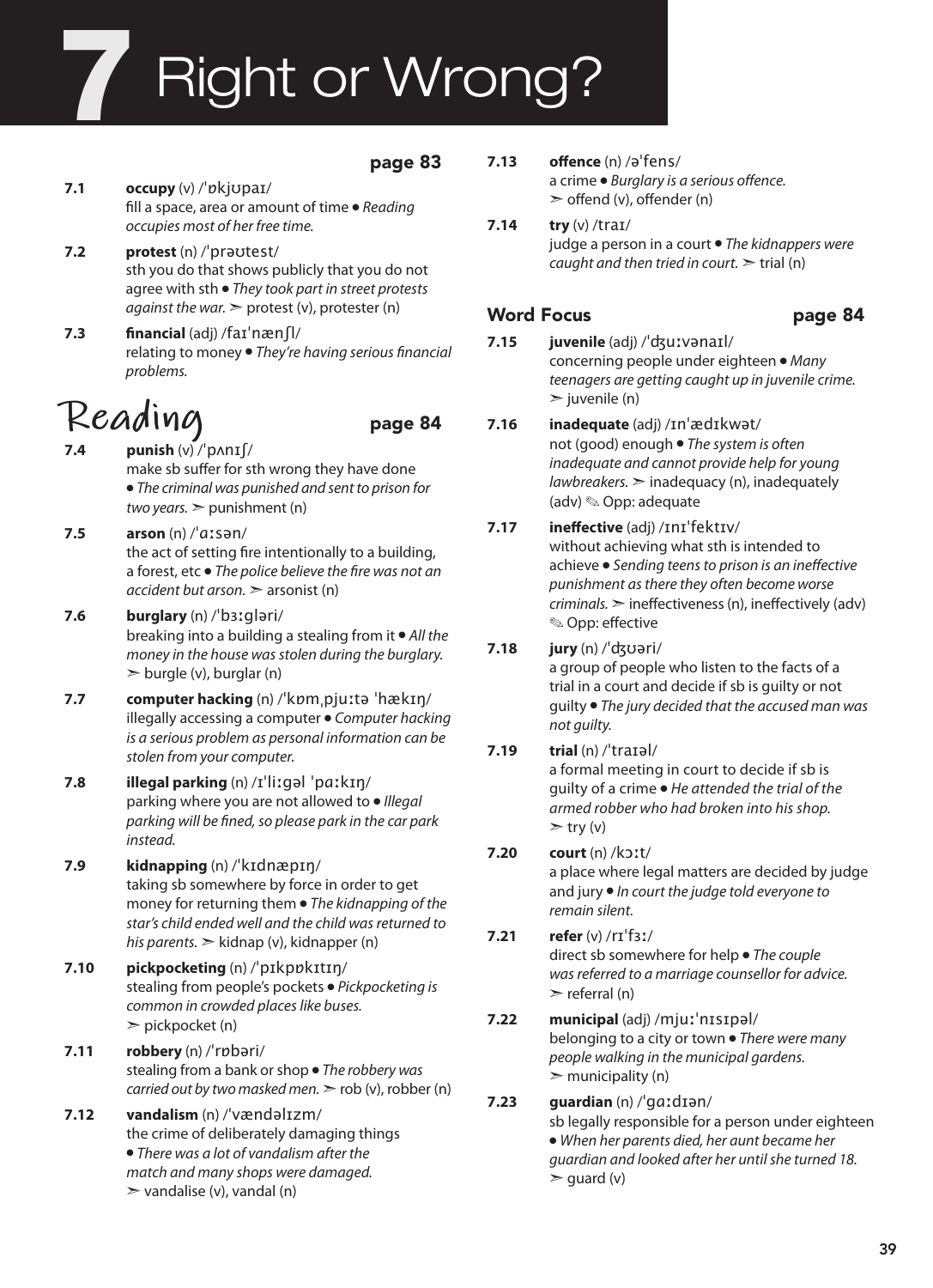# 7 Right or Wrong?

**page 83**

**7.1** **occupy** (v) /ˈɒkjʊpaɪ/
fill a space, area or amount of time • *Reading occupies most of her free time.*

**7.2** **protest** (n) /ˈprəʊtest/
sth you do that shows publicly that you do not agree with sth • *They took part in street protests against the war.* ➢ protest (v), protester (n)

**7.3** **financial** (adj) /faɪˈnænʃl/
relating to money • *They're having serious financial problems.*

## Reading

**page 84**

**7.4** **punish** (v) /ˈpʌnɪʃ/
make sb suffer for sth wrong they have done • *The criminal was punished and sent to prison for two years.* ➢ punishment (n)

**7.5** **arson** (n) /ˈɑːsən/
the act of setting fire intentionally to a building, a forest, etc • *The police believe the fire was not an accident but arson.* ➢ arsonist (n)

**7.6** **burglary** (n) /ˈbɜːgləri/
breaking into a building a stealing from it • *All the money in the house was stolen during the burglary.* ➢ burgle (v), burglar (n)

**7.7** **computer hacking** (n) /ˈkɒmˌpjuːtə ˈhækɪŋ/
illegally accessing a computer • *Computer hacking is a serious problem as personal information can be stolen from your computer.*

**7.8** **illegal parking** (n) /ɪˈliːgəl ˈpɑːkɪŋ/
parking where you are not allowed to • *Illegal parking will be fined, so please park in the car park instead.*

**7.9** **kidnapping** (n) /ˈkɪdnæpɪŋ/
taking sb somewhere by force in order to get money for returning them • *The kidnapping of the star's child ended well and the child was returned to his parents.* ➢ kidnap (v), kidnapper (n)

**7.10** **pickpocketing** (n) /ˈpɪkpɒkɪtɪŋ/
stealing from people's pockets • *Pickpocketing is common in crowded places like buses.*
➢ pickpocket (n)

**7.11** **robbery** (n) /ˈrɒbəri/
stealing from a bank or shop • *The robbery was carried out by two masked men.* ➢ rob (v), robber (n)

**7.12** **vandalism** (n) /ˈvændəlɪzm/
the crime of deliberately damaging things • *There was a lot of vandalism after the match and many shops were damaged.*
➢ vandalise (v), vandal (n)

**7.13** **offence** (n) /əˈfens/
a crime • *Burglary is a serious offence.*
➢ offend (v), offender (n)

**7.14** **try** (v) /traɪ/
judge a person in a court • *The kidnappers were caught and then tried in court.* ➢ trial (n)

## Word Focus

**page 84**

**7.15** **juvenile** (adj) /ˈdʒuːvənaɪl/
concerning people under eighteen • *Many teenagers are getting caught up in juvenile crime.*
➢ juvenile (n)

**7.16** **inadequate** (adj) /ɪnˈædɪkwət/
not (good) enough • *The system is often inadequate and cannot provide help for young lawbreakers.* ➢ inadequacy (n), inadequately (adv) ✎ Opp: adequate

**7.17** **ineffective** (adj) /ɪnɪˈfektɪv/
without achieving what sth is intended to achieve • *Sending teens to prison is an ineffective punishment as there they often become worse criminals.* ➢ ineffectiveness (n), ineffectively (adv)
✎ Opp: effective

**7.18** **jury** (n) /ˈdʒʊəri/
a group of people who listen to the facts of a trial in a court and decide if sb is guilty or not guilty • *The jury decided that the accused man was not guilty.*

**7.19** **trial** (n) /ˈtraɪəl/
a formal meeting in court to decide if sb is guilty of a crime • *He attended the trial of the armed robber who had broken into his shop.*
➢ try (v)

**7.20** **court** (n) /kɔːt/
a place where legal matters are decided by judge and jury • *In court the judge told everyone to remain silent.*

**7.21** **refer** (v) /rɪˈfɜː/
direct sb somewhere for help • *The couple was referred to a marriage counsellor for advice.*
➢ referral (n)

**7.22** **municipal** (adj) /mjuːˈnɪsɪpəl/
belonging to a city or town • *There were many people walking in the municipal gardens.*
➢ municipality (n)

**7.23** **guardian** (n) /ˈgɑːdɪən/
sb legally responsible for a person under eighteen • *When her parents died, her aunt became her guardian and looked after her until she turned 18.*
➢ guard (v)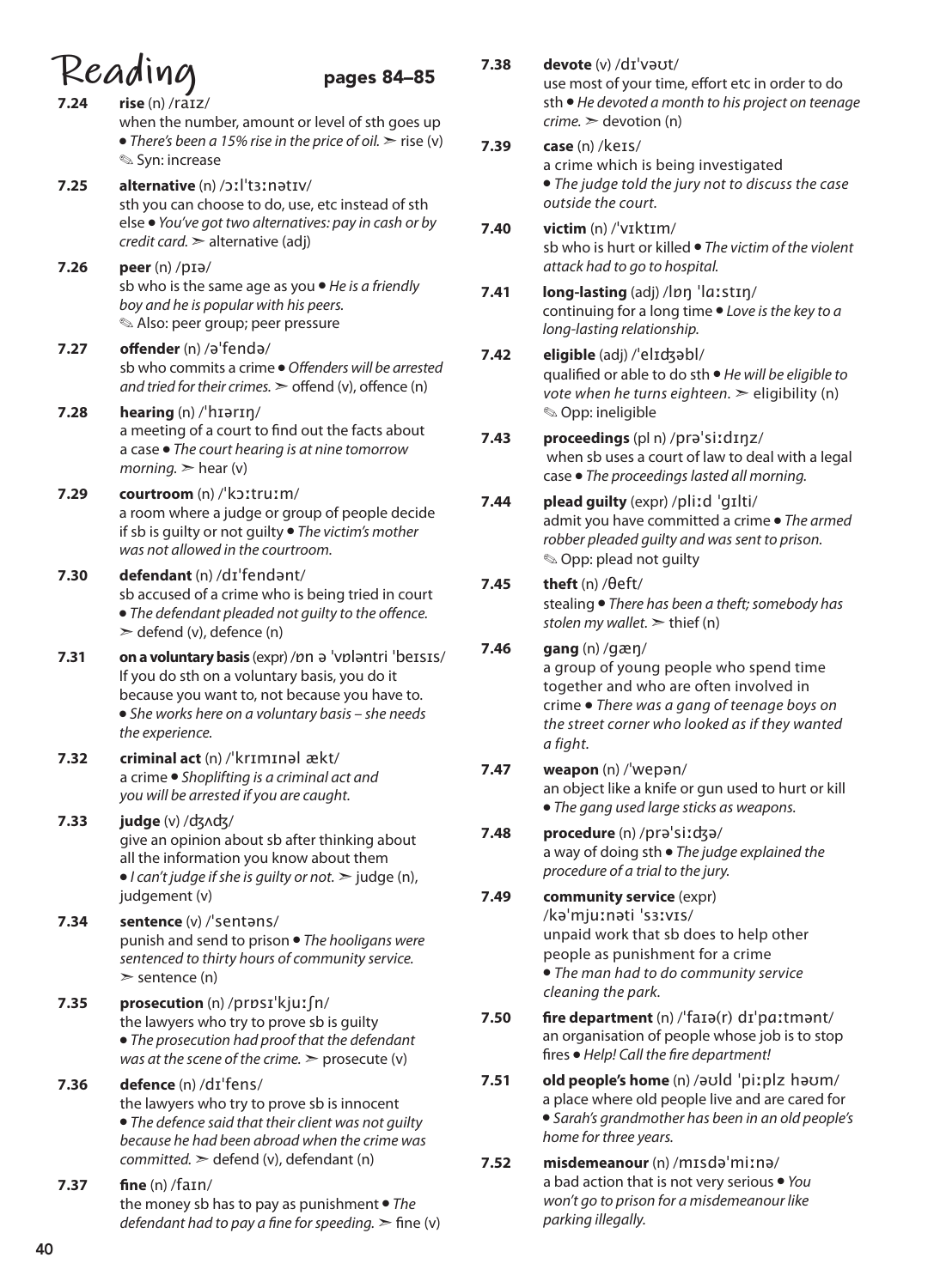# Reading

**pages 84–85**

**7.24** **rise** (n) /raɪz/
when the number, amount or level of sth goes up • *There's been a 15% rise in the price of oil.* ➣ rise (v)
✎ Syn: increase

**7.25** **alternative** (n) /ɔːlˈtɜːnətɪv/
sth you can choose to do, use, etc instead of sth else • *You've got two alternatives: pay in cash or by credit card.* ➣ alternative (adj)

**7.26** **peer** (n) /pɪə/
sb who is the same age as you • *He is a friendly boy and he is popular with his peers.*
✎ Also: peer group; peer pressure

**7.27** **offender** (n) /əˈfendə/
sb who commits a crime • *Offenders will be arrested and tried for their crimes.* ➣ offend (v), offence (n)

**7.28** **hearing** (n) /ˈhɪərɪŋ/
a meeting of a court to find out the facts about a case • *The court hearing is at nine tomorrow morning.* ➣ hear (v)

**7.29** **courtroom** (n) /ˈkɔːtruːm/
a room where a judge or group of people decide if sb is guilty or not guilty • *The victim's mother was not allowed in the courtroom.*

**7.30** **defendant** (n) /dɪˈfendənt/
sb accused of a crime who is being tried in court • *The defendant pleaded not guilty to the offence.*
➣ defend (v), defence (n)

**7.31** **on a voluntary basis** (expr) /ɒn ə ˈvɒləntri ˈbeɪsɪs/
If you do sth on a voluntary basis, you do it because you want to, not because you have to.
• *She works here on a voluntary basis – she needs the experience.*

**7.32** **criminal act** (n) /ˈkrɪmɪnəl ækt/
a crime • *Shoplifting is a criminal act and you will be arrested if you are caught.*

**7.33** **judge** (v) /dʒʌdʒ/
give an opinion about sb after thinking about all the information you know about them
• *I can't judge if she is guilty or not.* ➣ judge (n), judgement (v)

**7.34** **sentence** (v) /ˈsentəns/
punish and send to prison • *The hooligans were sentenced to thirty hours of community service.*
➣ sentence (n)

**7.35** **prosecution** (n) /prɒsɪˈkjuːʃn/
the lawyers who try to prove sb is guilty
• *The prosecution had proof that the defendant was at the scene of the crime.* ➣ prosecute (v)

**7.36** **defence** (n) /dɪˈfens/
the lawyers who try to prove sb is innocent
• *The defence said that their client was not guilty because he had been abroad when the crime was committed.* ➣ defend (v), defendant (n)

**7.37** **fine** (n) /faɪn/
the money sb has to pay as punishment • *The defendant had to pay a fine for speeding.* ➣ fine (v)

**7.38** **devote** (v) /dɪˈvəʊt/
use most of your time, effort etc in order to do sth • *He devoted a month to his project on teenage crime.* ➣ devotion (n)

**7.39** **case** (n) /keɪs/
a crime which is being investigated
• *The judge told the jury not to discuss the case outside the court.*

**7.40** **victim** (n) /ˈvɪktɪm/
sb who is hurt or killed • *The victim of the violent attack had to go to hospital.*

**7.41** **long-lasting** (adj) /lɒŋ ˈlɑːstɪŋ/
continuing for a long time • *Love is the key to a long-lasting relationship.*

**7.42** **eligible** (adj) /ˈelɪdʒəbl/
qualified or able to do sth • *He will be eligible to vote when he turns eighteen.* ➣ eligibility (n)
✎ Opp: ineligible

**7.43** **proceedings** (pl n) /prəˈsiːdɪŋz/
when sb uses a court of law to deal with a legal case • *The proceedings lasted all morning.*

**7.44** **plead guilty** (expr) /pliːd ˈɡɪlti/
admit you have committed a crime • *The armed robber pleaded guilty and was sent to prison.*
✎ Opp: plead not guilty

**7.45** **theft** (n) /θeft/
stealing • *There has been a theft; somebody has stolen my wallet.* ➣ thief (n)

**7.46** **gang** (n) /ɡæŋ/
a group of young people who spend time together and who are often involved in crime • *There was a gang of teenage boys on the street corner who looked as if they wanted a fight.*

**7.47** **weapon** (n) /ˈwepən/
an object like a knife or gun used to hurt or kill
• *The gang used large sticks as weapons.*

**7.48** **procedure** (n) /prəˈsiːdʒə/
a way of doing sth • *The judge explained the procedure of a trial to the jury.*

**7.49** **community service** (expr) /kəˈmjuːnəti ˈsɜːvɪs/
unpaid work that sb does to help other people as punishment for a crime
• *The man had to do community service cleaning the park.*

**7.50** **fire department** (n) /ˈfaɪə(r) dɪˈpɑːtmənt/
an organisation of people whose job is to stop fires • *Help! Call the fire department!*

**7.51** **old people's home** (n) /əʊld ˈpiːplz həʊm/
a place where old people live and are cared for
• *Sarah's grandmother has been in an old people's home for three years.*

**7.52** **misdemeanour** (n) /mɪsdəˈmiːnə/
a bad action that is not very serious • *You won't go to prison for a misdemeanour like parking illegally.*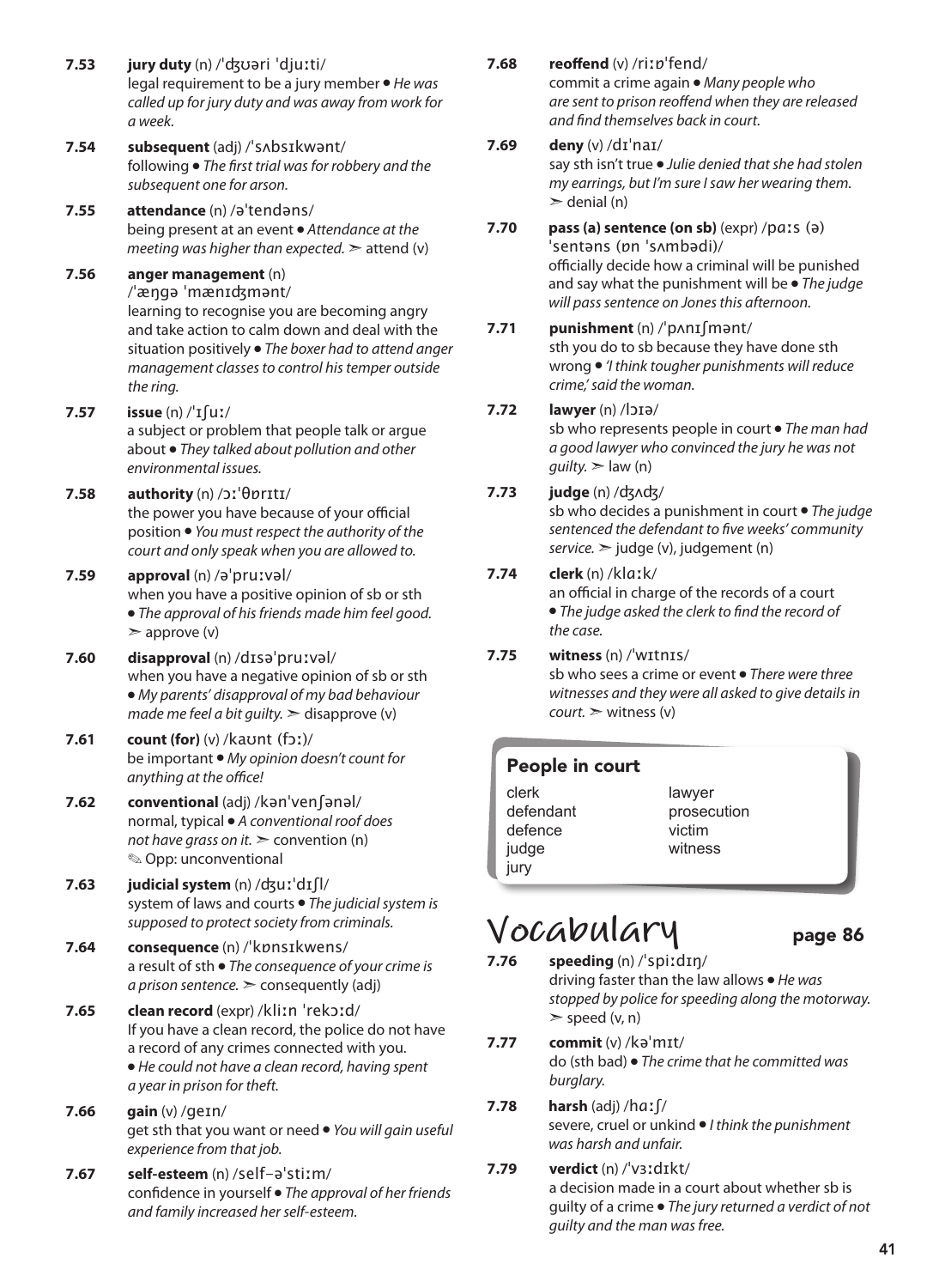**7.53** **jury duty** (n) /ˈdʒʊəri ˈdjuːti/
legal requirement to be a jury member • *He was called up for jury duty and was away from work for a week.*

**7.54** **subsequent** (adj) /ˈsʌbsɪkwənt/
following • *The first trial was for robbery and the subsequent one for arson.*

**7.55** **attendance** (n) /əˈtendəns/
being present at an event • *Attendance at the meeting was higher than expected.* ➢ attend (v)

**7.56** **anger management** (n) /ˈæŋgə ˈmænɪdʒmənt/
learning to recognise you are becoming angry and take action to calm down and deal with the situation positively • *The boxer had to attend anger management classes to control his temper outside the ring.*

**7.57** **issue** (n) /ˈɪʃuː/
a subject or problem that people talk or argue about • *They talked about pollution and other environmental issues.*

**7.58** **authority** (n) /ɔːˈθɒrɪtɪ/
the power you have because of your official position • *You must respect the authority of the court and only speak when you are allowed to.*

**7.59** **approval** (n) /əˈpruːvəl/
when you have a positive opinion of sb or sth • *The approval of his friends made him feel good.* ➢ approve (v)

**7.60** **disapproval** (n) /dɪsəˈpruːvəl/
when you have a negative opinion of sb or sth • *My parents' disapproval of my bad behaviour made me feel a bit guilty.* ➢ disapprove (v)

**7.61** **count (for)** (v) /kaʊnt (fɔː)/
be important • *My opinion doesn't count for anything at the office!*

**7.62** **conventional** (adj) /kənˈvenʃənəl/
normal, typical • *A conventional roof does not have grass on it.* ➢ convention (n)
✎ Opp: unconventional

**7.63** **judicial system** (n) /dʒuːˈdɪʃl/
system of laws and courts • *The judicial system is supposed to protect society from criminals.*

**7.64** **consequence** (n) /ˈkɒnsɪkwens/
a result of sth • *The consequence of your crime is a prison sentence.* ➢ consequently (adj)

**7.65** **clean record** (expr) /kliːn ˈrekɔːd/
If you have a clean record, the police do not have a record of any crimes connected with you. • *He could not have a clean record, having spent a year in prison for theft.*

**7.66** **gain** (v) /geɪn/
get sth that you want or need • *You will gain useful experience from that job.*

**7.67** **self-esteem** (n) /self–əˈstiːm/
confidence in yourself • *The approval of her friends and family increased her self-esteem.*

**7.68** **reoffend** (v) /riːɒˈfend/
commit a crime again • *Many people who are sent to prison reoffend when they are released and find themselves back in court.*

**7.69** **deny** (v) /dɪˈnaɪ/
say sth isn't true • *Julie denied that she had stolen my earrings, but I'm sure I saw her wearing them.* ➢ denial (n)

**7.70** **pass (a) sentence (on sb)** (expr) /pɑːs (ə) ˈsentəns (ɒn ˈsʌmbədi)/
officially decide how a criminal will be punished and say what the punishment will be • *The judge will pass sentence on Jones this afternoon.*

**7.71** **punishment** (n) /ˈpʌnɪʃmənt/
sth you do to sb because they have done sth wrong • *'I think tougher punishments will reduce crime,' said the woman.*

**7.72** **lawyer** (n) /lɔɪə/
sb who represents people in court • *The man had a good lawyer who convinced the jury he was not guilty.* ➢ law (n)

**7.73** **judge** (n) /dʒʌdʒ/
sb who decides a punishment in court • *The judge sentenced the defendant to five weeks' community service.* ➢ judge (v), judgement (n)

**7.74** **clerk** (n) /klɑːk/
an official in charge of the records of a court • *The judge asked the clerk to find the record of the case.*

**7.75** **witness** (n) /ˈwɪtnɪs/
sb who sees a crime or event • *There were three witnesses and they were all asked to give details in court.* ➢ witness (v)

### People in court

| | |
|---|---|
| clerk | lawyer |
| defendant | prosecution |
| defence | victim |
| judge | witness |
| jury | |

# Vocabulary page 86

**7.76** **speeding** (n) /ˈspiːdɪŋ/
driving faster than the law allows • *He was stopped by police for speeding along the motorway.* ➢ speed (v, n)

**7.77** **commit** (v) /kəˈmɪt/
do (sth bad) • *The crime that he committed was burglary.*

**7.78** **harsh** (adj) /hɑːʃ/
severe, cruel or unkind • *I think the punishment was harsh and unfair.*

**7.79** **verdict** (n) /ˈvɜːdɪkt/
a decision made in a court about whether sb is guilty of a crime • *The jury returned a verdict of not guilty and the man was free.*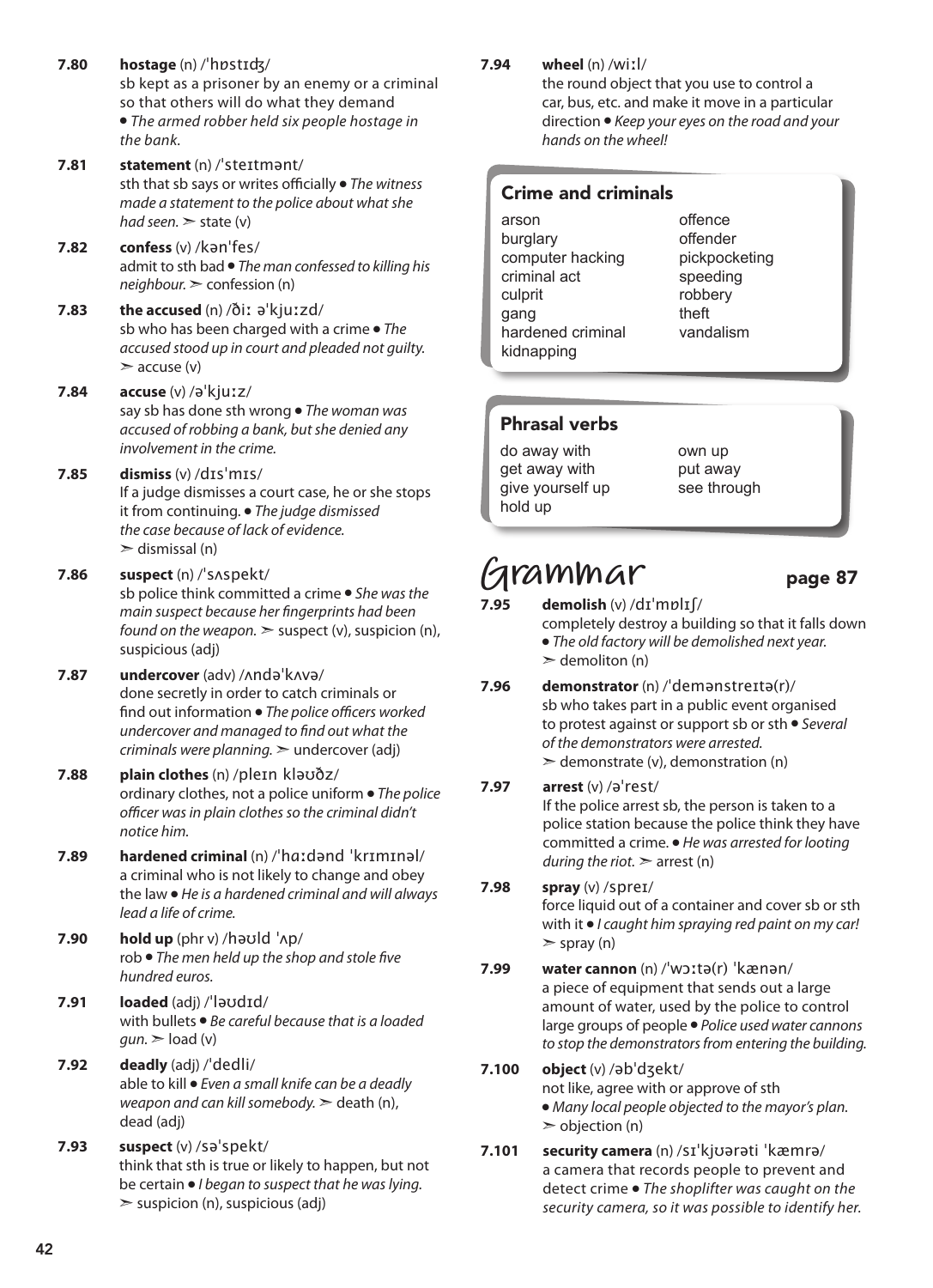**7.80** **hostage** (n) /ˈhɒstɪdʒ/
sb kept as a prisoner by an enemy or a criminal so that others will do what they demand ● *The armed robber held six people hostage in the bank.*

**7.81** **statement** (n) /ˈsteɪtmənt/
sth that sb says or writes officially ● *The witness made a statement to the police about what she had seen.* ➣ state (v)

**7.82** **confess** (v) /kənˈfes/
admit to sth bad ● *The man confessed to killing his neighbour.* ➣ confession (n)

**7.83** **the accused** (n) /ðiː əˈkjuːzd/
sb who has been charged with a crime ● *The accused stood up in court and pleaded not guilty.* ➣ accuse (v)

**7.84** **accuse** (v) /əˈkjuːz/
say sb has done sth wrong ● *The woman was accused of robbing a bank, but she denied any involvement in the crime.*

**7.85** **dismiss** (v) /dɪsˈmɪs/
If a judge dismisses a court case, he or she stops it from continuing. ● *The judge dismissed the case because of lack of evidence.* ➣ dismissal (n)

**7.86** **suspect** (n) /ˈsʌspekt/
sb police think committed a crime ● *She was the main suspect because her fingerprints had been found on the weapon.* ➣ suspect (v), suspicion (n), suspicious (adj)

**7.87** **undercover** (adv) /ʌndəˈkʌvə/
done secretly in order to catch criminals or find out information ● *The police officers worked undercover and managed to find out what the criminals were planning.* ➣ undercover (adj)

**7.88** **plain clothes** (n) /pleɪn kləʊðz/
ordinary clothes, not a police uniform ● *The police officer was in plain clothes so the criminal didn't notice him.*

**7.89** **hardened criminal** (n) /ˈhɑːdənd ˈkrɪmɪnəl/
a criminal who is not likely to change and obey the law ● *He is a hardened criminal and will always lead a life of crime.*

**7.90** **hold up** (phr v) /həʊld ˈʌp/
rob ● *The men held up the shop and stole five hundred euros.*

**7.91** **loaded** (adj) /ˈləʊdɪd/
with bullets ● *Be careful because that is a loaded gun.* ➣ load (v)

**7.92** **deadly** (adj) /ˈdedli/
able to kill ● *Even a small knife can be a deadly weapon and can kill somebody.* ➣ death (n), dead (adj)

**7.93** **suspect** (v) /səˈspekt/
think that sth is true or likely to happen, but not be certain ● *I began to suspect that he was lying.* ➣ suspicion (n), suspicious (adj)

**7.94** **wheel** (n) /wiːl/
the round object that you use to control a car, bus, etc. and make it move in a particular direction ● *Keep your eyes on the road and your hands on the wheel!*

### Crime and criminals

arson
burglary
computer hacking
criminal act
culprit
gang
hardened criminal
kidnapping
offence
offender
pickpocketing
speeding
robbery
theft
vandalism

### Phrasal verbs

do away with
get away with
give yourself up
hold up
own up
put away
see through

# Grammar

**page 87**

**7.95** **demolish** (v) /dɪˈmɒlɪʃ/
completely destroy a building so that it falls down ● *The old factory will be demolished next year.* ➣ demoliton (n)

**7.96** **demonstrator** (n) /ˈdemənstreɪtə(r)/
sb who takes part in a public event organised to protest against or support sb or sth ● *Several of the demonstrators were arrested.* ➣ demonstrate (v), demonstration (n)

**7.97** **arrest** (v) /əˈrest/
If the police arrest sb, the person is taken to a police station because the police think they have committed a crime. ● *He was arrested for looting during the riot.* ➣ arrest (n)

**7.98** **spray** (v) /spreɪ/
force liquid out of a container and cover sb or sth with it ● *I caught him spraying red paint on my car!* ➣ spray (n)

**7.99** **water cannon** (n) /ˈwɔːtə(r) ˈkænən/
a piece of equipment that sends out a large amount of water, used by the police to control large groups of people ● *Police used water cannons to stop the demonstrators from entering the building.*

**7.100** **object** (v) /əbˈdʒekt/
not like, agree with or approve of sth ● *Many local people objected to the mayor's plan.* ➣ objection (n)

**7.101** **security camera** (n) /sɪˈkjʊərəti ˈkæmrə/
a camera that records people to prevent and detect crime ● *The shoplifter was caught on the security camera, so it was possible to identify her.*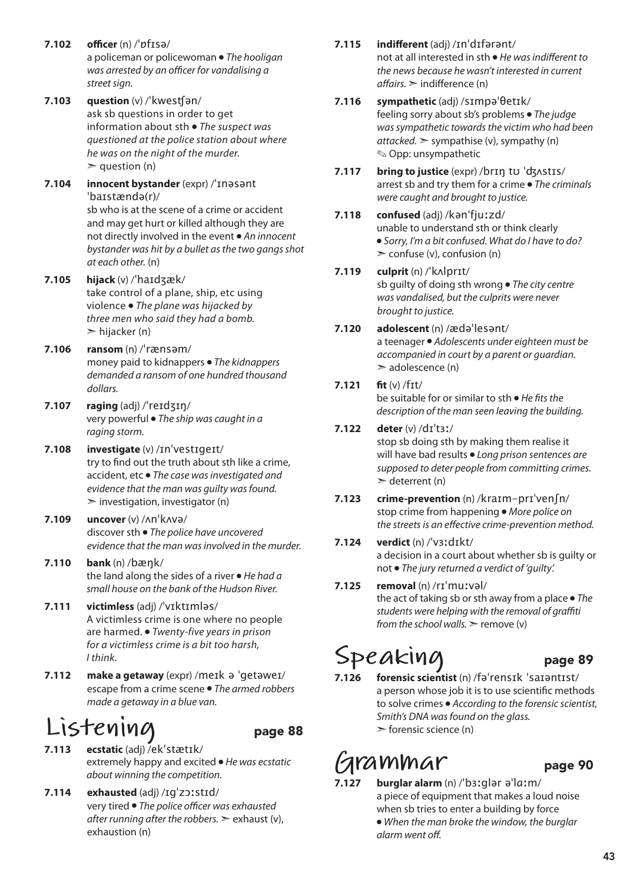**7.102** **officer** (n) /ˈɒfɪsə/
a policeman or policewoman ● *The hooligan was arrested by an officer for vandalising a street sign.*

**7.103** **question** (v) /ˈkwestʃən/
ask sb questions in order to get information about sth ● *The suspect was questioned at the police station about where he was on the night of the murder.*
➣ question (n)

**7.104** **innocent bystander** (expr) /ˈɪnəsənt ˈbaɪstændə(r)/
sb who is at the scene of a crime or accident and may get hurt or killed although they are not directly involved in the event ● *An innocent bystander was hit by a bullet as the two gangs shot at each other.* (n)

**7.105** **hijack** (v) /ˈhaɪdʒæk/
take control of a plane, ship, etc using violence ● *The plane was hijacked by three men who said they had a bomb.*
➣ hijacker (n)

**7.106** **ransom** (n) /ˈrænsəm/
money paid to kidnappers ● *The kidnappers demanded a ransom of one hundred thousand dollars.*

**7.107** **raging** (adj) /ˈreɪdʒɪŋ/
very powerful ● *The ship was caught in a raging storm.*

**7.108** **investigate** (v) /ɪnˈvestɪgeɪt/
try to find out the truth about sth like a crime, accident, etc ● *The case was investigated and evidence that the man was guilty was found.*
➣ investigation, investigator (n)

**7.109** **uncover** (v) /ʌnˈkʌvə/
discover sth ● *The police have uncovered evidence that the man was involved in the murder.*

**7.110** **bank** (n) /bæŋk/
the land along the sides of a river ● *He had a small house on the bank of the Hudson River.*

**7.111** **victimless** (adj) /ˈvɪktɪmləs/
A victimless crime is one where no people are harmed. ● *Twenty-five years in prison for a victimless crime is a bit too harsh, I think.*

**7.112** **make a getaway** (expr) /meɪk ə ˈgetəweɪ/
escape from a crime scene ● *The armed robbers made a getaway in a blue van.*

## Listening page 88

**7.113** **ecstatic** (adj) /ekˈstætɪk/
extremely happy and excited ● *He was ecstatic about winning the competition.*

**7.114** **exhausted** (adj) /ɪgˈzɔːstɪd/
very tired ● *The police officer was exhausted after running after the robbers.* ➣ exhaust (v), exhaustion (n)

**7.115** **indifferent** (adj) /ɪnˈdɪfərənt/
not at all interested in sth ● *He was indifferent to the news because he wasn't interested in current affairs.* ➣ indifference (n)

**7.116** **sympathetic** (adj) /sɪmpəˈθetɪk/
feeling sorry about sb's problems ● *The judge was sympathetic towards the victim who had been attacked.* ➣ sympathise (v), sympathy (n)
✎ Opp: unsympathetic

**7.117** **bring to justice** (expr) /brɪŋ tʊ ˈdʒʌstɪs/
arrest sb and try them for a crime ● *The criminals were caught and brought to justice.*

**7.118** **confused** (adj) /kənˈfjuːzd/
unable to understand sth or think clearly
● *Sorry, I'm a bit confused. What do I have to do?*
➣ confuse (v), confusion (n)

**7.119** **culprit** (n) /ˈkʌlprɪt/
sb guilty of doing sth wrong ● *The city centre was vandalised, but the culprits were never brought to justice.*

**7.120** **adolescent** (n) /ædəˈlesənt/
a teenager ● *Adolescents under eighteen must be accompanied in court by a parent or guardian.*
➣ adolescence (n)

**7.121** **fit** (v) /fɪt/
be suitable for or similar to sth ● *He fits the description of the man seen leaving the building.*

**7.122** **deter** (v) /dɪˈtɜː/
stop sb doing sth by making them realise it will have bad results ● *Long prison sentences are supposed to deter people from committing crimes.*
➣ deterrent (n)

**7.123** **crime-prevention** (n) /kraɪm-prɪˈvenʃn/
stop crime from happening ● *More police on the streets is an effective crime-prevention method.*

**7.124** **verdict** (n) /ˈvɜːdɪkt/
a decision in a court about whether sb is guilty or not ● *The jury returned a verdict of 'guilty'.*

**7.125** **removal** (n) /rɪˈmuːvəl/
the act of taking sb or sth away from a place ● *The students were helping with the removal of graffiti from the school walls.* ➣ remove (v)

## Speaking page 89

**7.126** **forensic scientist** (n) /fəˈrensɪk ˈsaɪəntɪst/
a person whose job it is to use scientific methods to solve crimes ● *According to the forensic scientist, Smith's DNA was found on the glass.*
➣ forensic science (n)

## Grammar page 90

**7.127** **burglar alarm** (n) /ˈbɜːglər əˈlɑːm/
a piece of equipment that makes a loud noise when sb tries to enter a building by force
● *When the man broke the window, the burglar alarm went off.*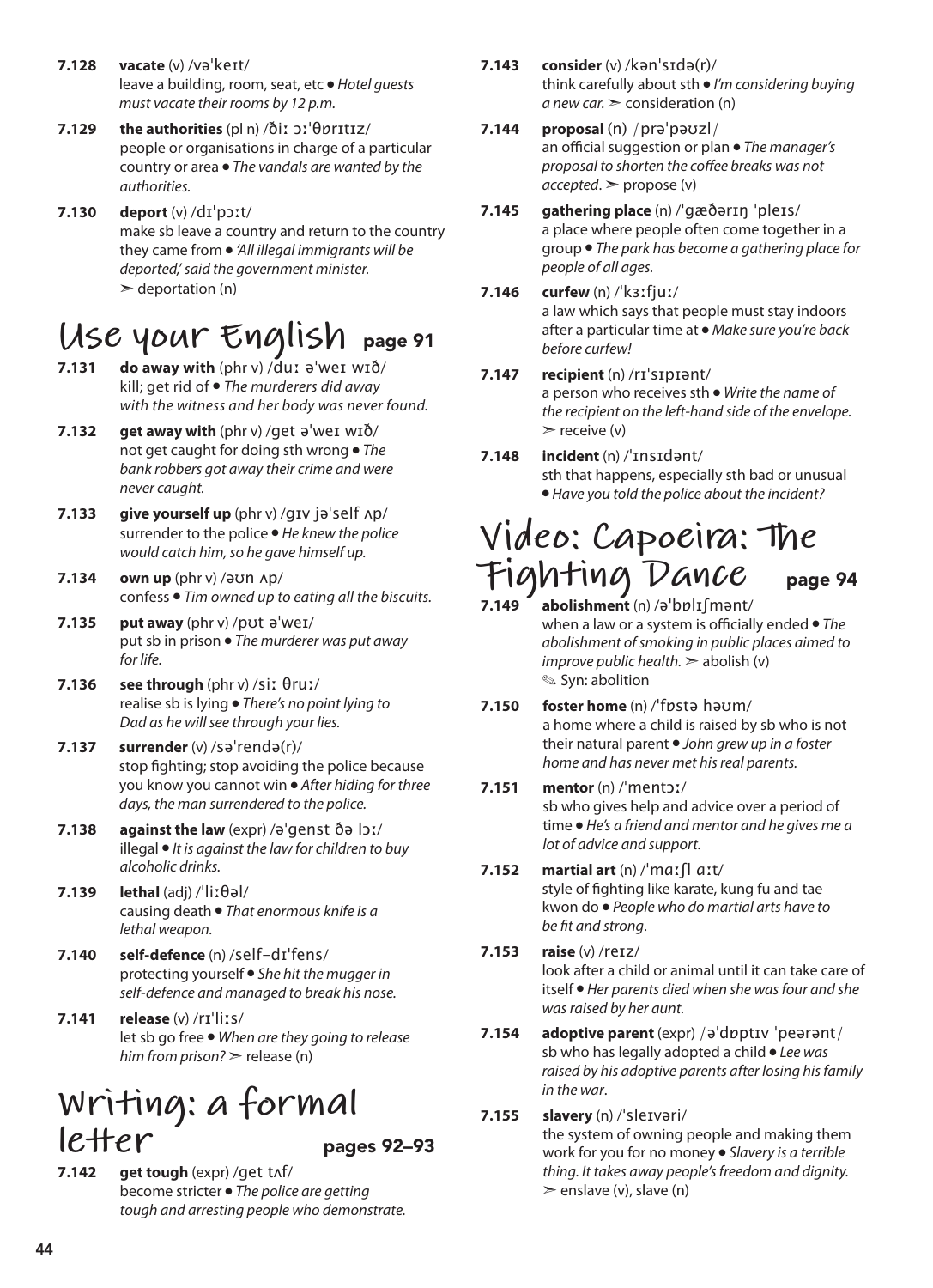**7.128** **vacate** (v) /vəˈkeɪt/
leave a building, room, seat, etc ● *Hotel guests must vacate their rooms by 12 p.m.*

**7.129** **the authorities** (pl n) /ðiː ɔːˈθɒrɪtɪz/
people or organisations in charge of a particular country or area ● *The vandals are wanted by the authorities.*

**7.130** **deport** (v) /dɪˈpɔːt/
make sb leave a country and return to the country they came from ● *'All illegal immigrants will be deported,' said the government minister.*
➢ deportation (n)

## Use your English page 91

**7.131** **do away with** (phr v) /duː əˈweɪ wɪð/
kill; get rid of ● *The murderers did away with the witness and her body was never found.*

**7.132** **get away with** (phr v) /get əˈweɪ wɪð/
not get caught for doing sth wrong ● *The bank robbers got away their crime and were never caught.*

**7.133** **give yourself up** (phr v) /gɪv jəˈself ʌp/
surrender to the police ● *He knew the police would catch him, so he gave himself up.*

**7.134** **own up** (phr v) /əʊn ʌp/
confess ● *Tim owned up to eating all the biscuits.*

**7.135** **put away** (phr v) /pʊt əˈweɪ/
put sb in prison ● *The murderer was put away for life.*

**7.136** **see through** (phr v) /siː θruː/
realise sb is lying ● *There's no point lying to Dad as he will see through your lies.*

**7.137** **surrender** (v) /səˈrendə(r)/
stop fighting; stop avoiding the police because you know you cannot win ● *After hiding for three days, the man surrendered to the police.*

**7.138** **against the law** (expr) /əˈgenst ðə lɔː/
illegal ● *It is against the law for children to buy alcoholic drinks.*

**7.139** **lethal** (adj) /ˈliːθəl/
causing death ● *That enormous knife is a lethal weapon.*

**7.140** **self-defence** (n) /self-dɪˈfens/
protecting yourself ● *She hit the mugger in self-defence and managed to break his nose.*

**7.141** **release** (v) /rɪˈliːs/
let sb go free ● *When are they going to release him from prison?* ➢ release (n)

## Writing: a formal letter pages 92–93

**7.142** **get tough** (expr) /get tʌf/
become stricter ● *The police are getting tough and arresting people who demonstrate.*

**7.143** **consider** (v) /kənˈsɪdə(r)/
think carefully about sth ● *I'm considering buying a new car.* ➢ consideration (n)

**7.144** **proposal** (n) /prəˈpəʊzl/
an official suggestion or plan ● *The manager's proposal to shorten the coffee breaks was not accepted.* ➢ propose (v)

**7.145** **gathering place** (n) /ˈgæðərɪŋ ˈpleɪs/
a place where people often come together in a group ● *The park has become a gathering place for people of all ages.*

**7.146** **curfew** (n) /ˈkɜːfjuː/
a law which says that people must stay indoors after a particular time at ● *Make sure you're back before curfew!*

**7.147** **recipient** (n) /rɪˈsɪpɪənt/
a person who receives sth ● *Write the name of the recipient on the left-hand side of the envelope.*
➢ receive (v)

**7.148** **incident** (n) /ˈɪnsɪdənt/
sth that happens, especially sth bad or unusual
● *Have you told the police about the incident?*

## Video: Capoeira: The Fighting Dance page 94

**7.149** **abolishment** (n) /əˈbɒlɪʃmənt/
when a law or a system is officially ended ● *The abolishment of smoking in public places aimed to improve public health.* ➢ abolish (v)
✎ Syn: abolition

**7.150** **foster home** (n) /ˈfɒstə həʊm/
a home where a child is raised by sb who is not their natural parent ● *John grew up in a foster home and has never met his real parents.*

**7.151** **mentor** (n) /ˈmentɔː/
sb who gives help and advice over a period of time ● *He's a friend and mentor and he gives me a lot of advice and support.*

**7.152** **martial art** (n) /ˈmaːʃl aːt/
style of fighting like karate, kung fu and tae kwon do ● *People who do martial arts have to be fit and strong.*

**7.153** **raise** (v) /reɪz/
look after a child or animal until it can take care of itself ● *Her parents died when she was four and she was raised by her aunt.*

**7.154** **adoptive parent** (expr) /əˈdɒptɪv ˈpeərənt/
sb who has legally adopted a child ● *Lee was raised by his adoptive parents after losing his family in the war.*

**7.155** **slavery** (n) /ˈsleɪvəri/
the system of owning people and making them work for you for no money ● *Slavery is a terrible thing. It takes away people's freedom and dignity.*
➢ enslave (v), slave (n)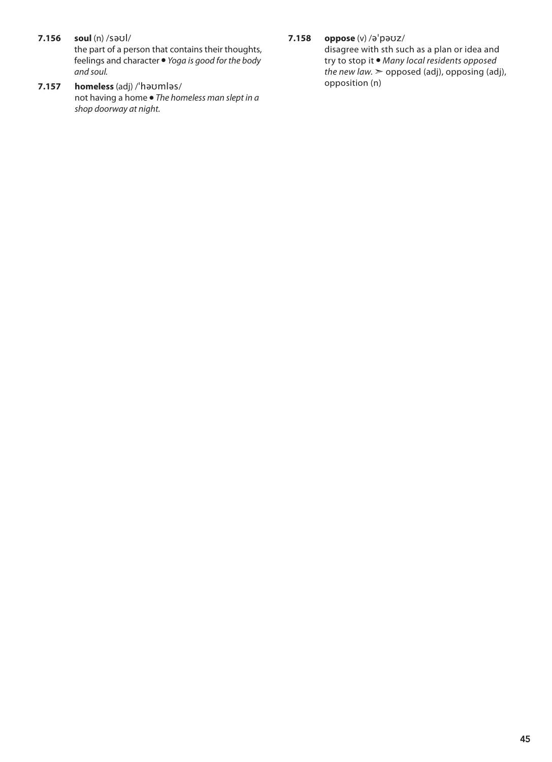**7.156** **soul** (n) /səʊl/
the part of a person that contains their thoughts, feelings and character • *Yoga is good for the body and soul.*

**7.157** **homeless** (adj) /ˈhəʊmləs/
not having a home • *The homeless man slept in a shop doorway at night.*

**7.158** **oppose** (v) /əˈpəʊz/
disagree with sth such as a plan or idea and try to stop it • *Many local residents opposed the new law.* ➢ opposed (adj), opposing (adj), opposition (n)